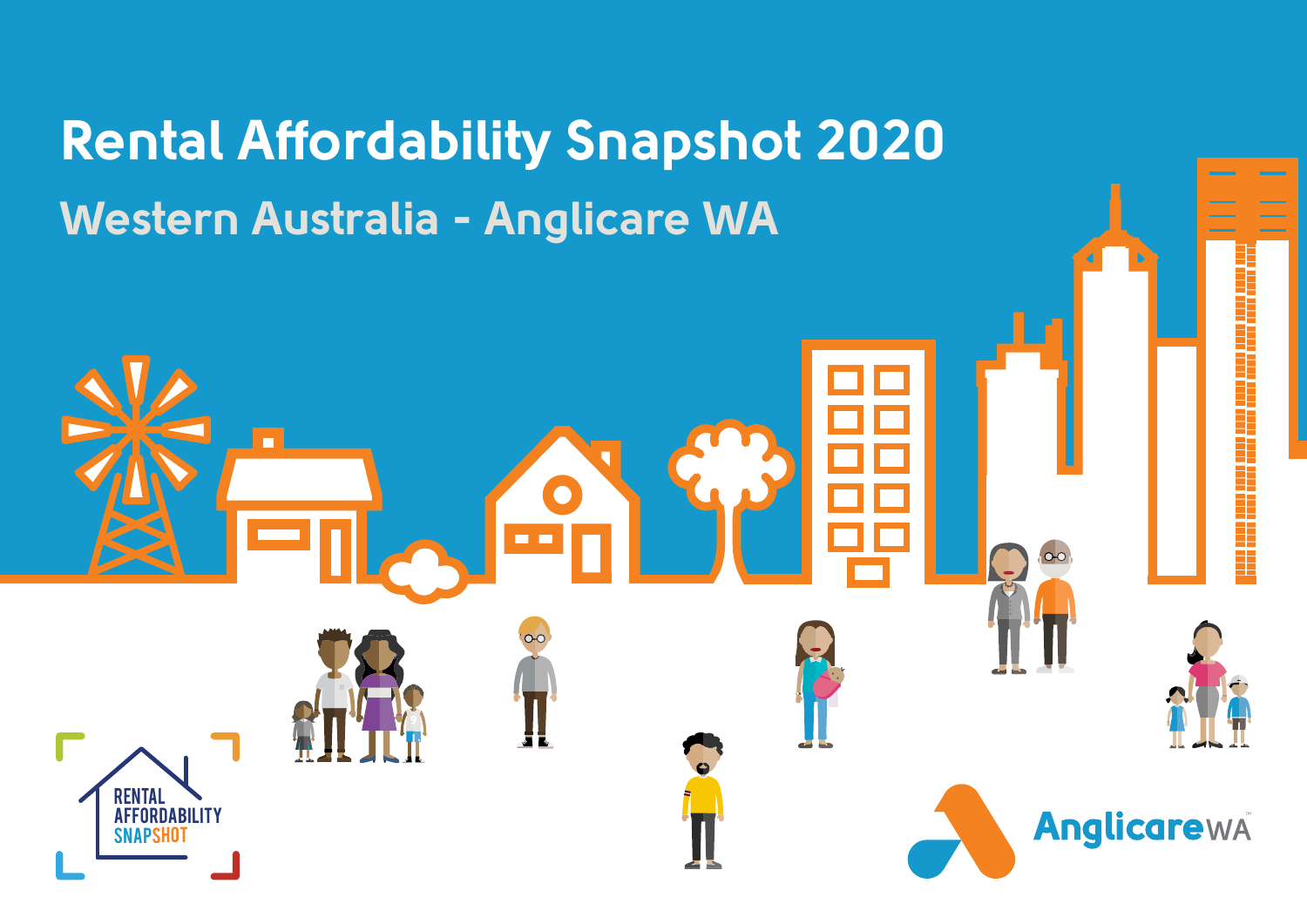# Rental Affordability Snapshot 2020

## Western Australia - Anglicare WA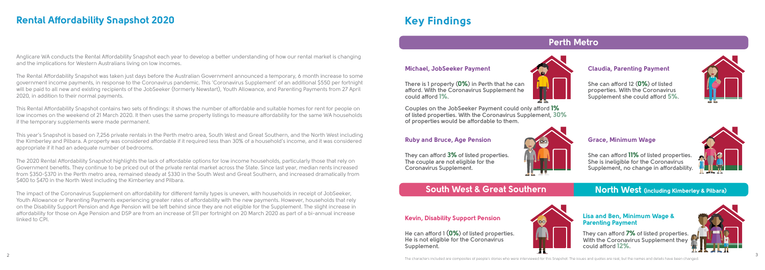# Rental Affordability Snapshot 2020

Anglicare WA conducts the Rental Affordability Snapshot each year to develop a better understanding of how our rental market is changing and the implications for Western Australians living on low incomes.

The Rental Affordability Snapshot was taken just days before the Australian Government announced a temporary, 6 month increase to some government income payments, in response to the Coronavirus pandemic. This 'Coronavirus Supplement' of an additional $550 per fortnight will be paid to all new and existing recipients of the JobSeeker (formerly Newstart), Youth Allowance, and Parenting Payments from 27 April 2020, in addition to their normal payments.

This Rental Affordability Snapshot contains two sets of findings: it shows the number of affordable and suitable homes for rent for people on low incomes on the weekend of 21 March 2020. It then uses the same property listings to measure affordability for the same WA households if the temporary supplements were made permanent.

This year's Snapshot is based on 7,256 private rentals in the Perth metro area, South West and Great Southern, and the North West including the Kimberley and Pilbara. A property was considered affordable if it required less than 30% of a household's income, and it was considered appropriate if it had an adequate number of bedrooms.

The 2020 Rental Affordability Snapshot highlights the lack of affordable options for low income households, particularly those that rely on Government benefits. They continue to be priced out of the private rental market across the State. Since last year, median rents increased from $350-$370 in the Perth metro area, remained steady at $330 in the South West and Great Southern, and increased dramatically from $400 to $470 in the North West including the Kimberley and Pilbara.

The impact of the Coronavirus Supplement on affordability for different family types is uneven, with households in receipt of JobSeeker, Youth Allowance or Parenting Payments experiencing greater rates of affordability with the new payments. However, households that rely on the Disability Support Pension and Age Pension will be left behind since they are not eligible for the Supplement. The slight increase in affordability for those on Age Pension and DSP are from an increase of $11 per fortnight on 20 March 2020 as part of a bi-annual increase linked to CPI.

# Key Findings

## Perth Metro

### Michael, JobSeeker Payment

There is 1 property **(0%)** in Perth that he can afford. With the Coronavirus Supplement he could afford **1%**.

Couples on the JobSeeker Payment could only afford **1%** of listed properties. With the Coronavirus Supplement, **30%** of properties would be affordable to them.

### Claudia, Parenting Payment

She can afford 12 **(0%)** of listed properties. With the Coronavirus Supplement she could afford **5%**.

### Ruby and Bruce, Age Pension

They can afford **3%** of listed properties. The couple are not eligible for the Coronavirus Supplement.

### Grace, Minimum Wage

She can afford **11%** of listed properties. She is ineligible for the Coronavirus Supplement, no change in affordability.

## South West & Great Southern

### Kevin, Disability Support Pension

He can afford 1 **(0%)** of listed properties. He is not eligible for the Coronavirus Supplement.

## North West (including Kimberley & Pilbara)

### Lisa and Ben, Minimum Wage & Parenting Payment

They can afford **7%** of listed properties. With the Coronavirus Supplement they could afford **12%**.

The characters included are composites of people's stories who were interviewed for this Snapshot. The issues and quotes are real, but the names and details have been changed.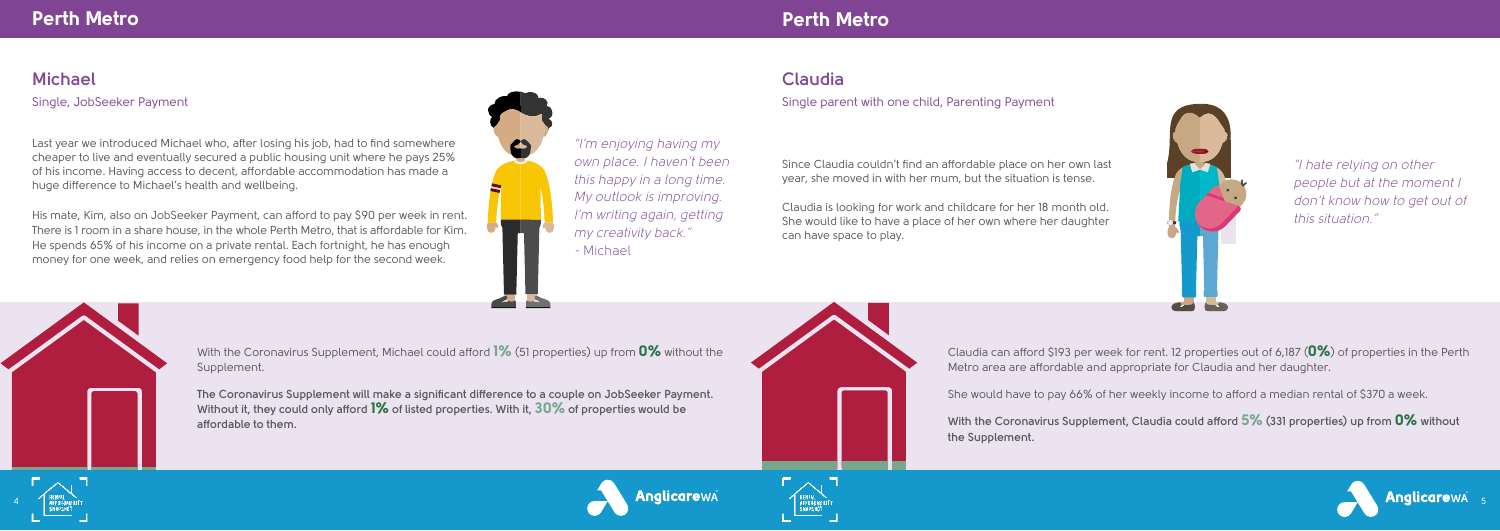## Perth Metro

### Michael

Single, JobSeeker Payment

Last year we introduced Michael who, after losing his job, had to find somewhere cheaper to live and eventually secured a public housing unit where he pays 25% of his income. Having access to decent, affordable accommodation has made a huge difference to Michael's health and wellbeing.

His mate, Kim, also on JobSeeker Payment, can afford to pay $90 per week in rent. There is 1 room in a share house, in the whole Perth Metro, that is affordable for Kim. He spends 65% of his income on a private rental. Each fortnight, he has enough money for one week, and relies on emergency food help for the second week.

*"I'm enjoying having my own place. I haven't been this happy in a long time. My outlook is improving. I'm writing again, getting my creativity back."*
*- Michael*

With the Coronavirus Supplement, Michael could afford **1%** (51 properties) up from **0%** without the Supplement.

**The Coronavirus Supplement will make a significant difference to a couple on JobSeeker Payment. Without it, they could only afford 1% of listed properties. With it, 30% of properties would be affordable to them.**

## Perth Metro

### Claudia

Single parent with one child, Parenting Payment

Since Claudia couldn't find an affordable place on her own last year, she moved in with her mum, but the situation is tense.

Claudia is looking for work and childcare for her 18 month old. She would like to have a place of her own where her daughter can have space to play.

*"I hate relying on other people but at the moment I don't know how to get out of this situation."*

Claudia can afford $193 per week for rent. 12 properties out of 6,187 (**0%**) of properties in the Perth Metro area are affordable and appropriate for Claudia and her daughter.

She would have to pay 66% of her weekly income to afford a median rental of $370 a week.

**With the Coronavirus Supplement, Claudia could afford 5% (331 properties) up from 0% without the Supplement.**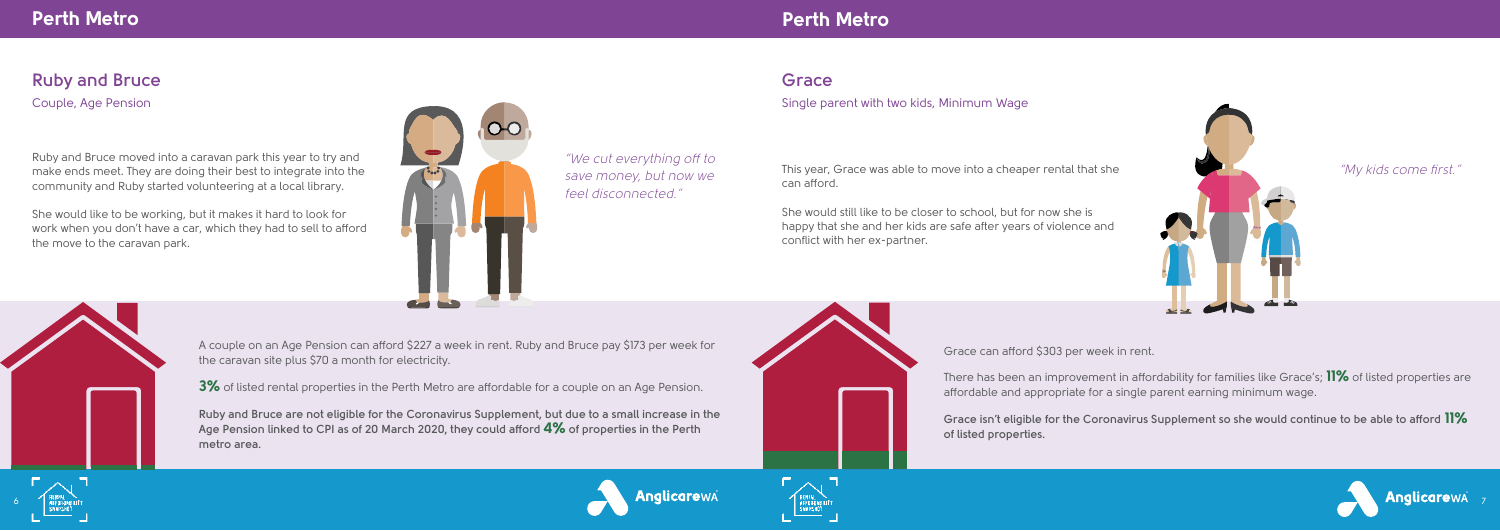## Ruby and Bruce

Couple, Age Pension

Ruby and Bruce moved into a caravan park this year to try and make ends meet. They are doing their best to integrate into the community and Ruby started volunteering at a local library.

She would like to be working, but it makes it hard to look for work when you don't have a car, which they had to sell to afford the move to the caravan park.

*"We cut everything off to save money, but now we feel disconnected."*

A couple on an Age Pension can afford $227 a week in rent. Ruby and Bruce pay $173 per week for the caravan site plus $70 a month for electricity.

**3%** of listed rental properties in the Perth Metro are affordable for a couple on an Age Pension.

**Ruby and Bruce are not eligible for the Coronavirus Supplement, but due to a small increase in the Age Pension linked to CPI as of 20 March 2020, they could afford 4% of properties in the Perth metro area.**

## Grace

Single parent with two kids, Minimum Wage

This year, Grace was able to move into a cheaper rental that she can afford.

She would still like to be closer to school, but for now she is happy that she and her kids are safe after years of violence and conflict with her ex-partner.

*"My kids come first."*

Grace can afford $303 per week in rent.

There has been an improvement in affordability for families like Grace's; **11%** of listed properties are affordable and appropriate for a single parent earning minimum wage.

**Grace isn't eligible for the Coronavirus Supplement so she would continue to be able to afford 11% of listed properties.**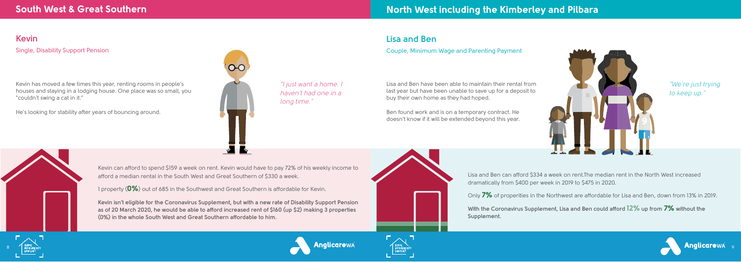## South West & Great Southern

### Kevin

Single, Disability Support Pension

Kevin has moved a few times this year, renting rooms in people's houses and staying in a lodging house. One place was so small, you "couldn't swing a cat in it."

He's looking for stability after years of bouncing around.

*"I just want a home. I haven't had one in a long time."*

Kevin can afford to spend $159 a week on rent. Kevin would have to pay 72% of his weekly income to afford a median rental in the South West and Great Southern of $330 a week.

1 property (**0%**) out of 685 in the Southwest and Great Southern is affordable for Kevin.

**Kevin isn't eligible for the Coronavirus Supplement, but with a new rate of Disability Support Pension as of 20 March 2020, he would be able to afford increased rent of $160 (up $2) making 3 properties (0%) in the whole South West and Great Southern affordable to him.**

## North West including the Kimberley and Pilbara

### Lisa and Ben

Couple, Minimum Wage and Parenting Payment

Lisa and Ben have been able to maintain their rental from last year but have been unable to save up for a deposit to buy their own home as they had hoped.

Ben found work and is on a temporary contract. He doesn't know if it will be extended beyond this year.

*"We're just trying to keep up."*

Lisa and Ben can afford $334 a week on rent.The median rent in the North West increased dramatically from $400 per week in 2019 to $475 in 2020.

Only **7%** of properties in the Northwest are affordable for Lisa and Ben, down from 13% in 2019.

**With the Coronavirus Supplement, Lisa and Ben could afford 12% up from 7% without the Supplement.**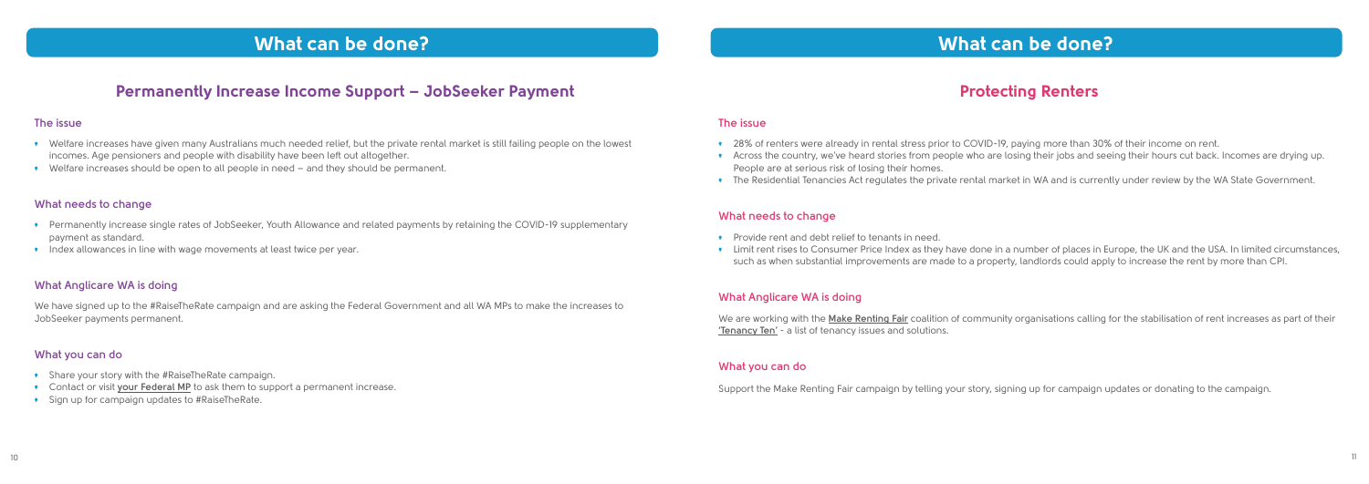# What can be done?

## Permanently Increase Income Support – JobSeeker Payment

### The issue

- Welfare increases have given many Australians much needed relief, but the private rental market is still failing people on the lowest incomes. Age pensioners and people with disability have been left out altogether.
- Welfare increases should be open to all people in need – and they should be permanent.

### What needs to change

- Permanently increase single rates of JobSeeker, Youth Allowance and related payments by retaining the COVID-19 supplementary payment as standard.
- Index allowances in line with wage movements at least twice per year.

### What Anglicare WA is doing

We have signed up to the #RaiseTheRate campaign and are asking the Federal Government and all WA MPs to make the increases to JobSeeker payments permanent.

### What you can do

- Share your story with the #RaiseTheRate campaign.
- Contact or visit **your Federal MP** to ask them to support a permanent increase.
- Sign up for campaign updates to #RaiseTheRate.

# What can be done?

## Protecting Renters

### The issue

- 28% of renters were already in rental stress prior to COVID-19, paying more than 30% of their income on rent.
- Across the country, we've heard stories from people who are losing their jobs and seeing their hours cut back. Incomes are drying up. People are at serious risk of losing their homes.
- The Residential Tenancies Act regulates the private rental market in WA and is currently under review by the WA State Government.

### What needs to change

- Provide rent and debt relief to tenants in need.
- Limit rent rises to Consumer Price Index as they have done in a number of places in Europe, the UK and the USA. In limited circumstances, such as when substantial improvements are made to a property, landlords could apply to increase the rent by more than CPI.

### What Anglicare WA is doing

We are working with the **Make Renting Fair** coalition of community organisations calling for the stabilisation of rent increases as part of their **'Tenancy Ten'** - a list of tenancy issues and solutions.

### What you can do

Support the Make Renting Fair campaign by telling your story, signing up for campaign updates or donating to the campaign.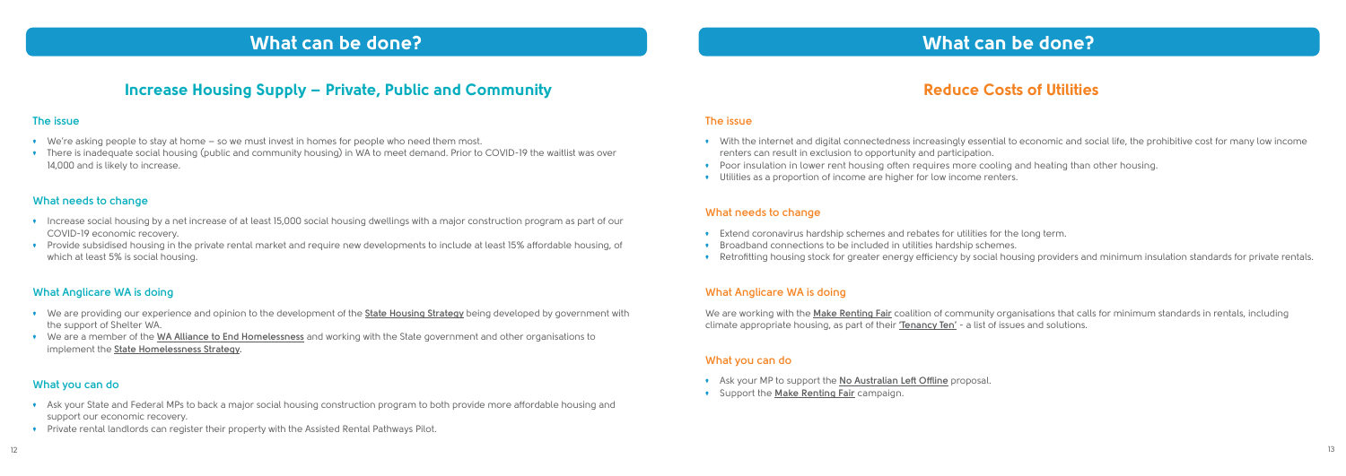# What can be done?

## Increase Housing Supply – Private, Public and Community

### The issue

- We're asking people to stay at home – so we must invest in homes for people who need them most.
- There is inadequate social housing (public and community housing) in WA to meet demand. Prior to COVID-19 the waitlist was over 14,000 and is likely to increase.

### What needs to change

- Increase social housing by a net increase of at least 15,000 social housing dwellings with a major construction program as part of our COVID-19 economic recovery.
- Provide subsidised housing in the private rental market and require new developments to include at least 15% affordable housing, of which at least 5% is social housing.

### What Anglicare WA is doing

- We are providing our experience and opinion to the development of the **State Housing Strategy** being developed by government with the support of Shelter WA.
- We are a member of the **WA Alliance to End Homelessness** and working with the State government and other organisations to implement the **State Homelessness Strategy**.

### What you can do

- Ask your State and Federal MPs to back a major social housing construction program to both provide more affordable housing and support our economic recovery.
- Private rental landlords can register their property with the Assisted Rental Pathways Pilot.

# What can be done?

## Reduce Costs of Utilities

### The issue

- With the internet and digital connectedness increasingly essential to economic and social life, the prohibitive cost for many low income renters can result in exclusion to opportunity and participation.
- Poor insulation in lower rent housing often requires more cooling and heating than other housing.
- Utilities as a proportion of income are higher for low income renters.

### What needs to change

- Extend coronavirus hardship schemes and rebates for utilities for the long term.
- Broadband connections to be included in utilities hardship schemes.
- Retrofitting housing stock for greater energy efficiency by social housing providers and minimum insulation standards for private rentals.

### What Anglicare WA is doing

We are working with the **Make Renting Fair** coalition of community organisations that calls for minimum standards in rentals, including climate appropriate housing, as part of their **'Tenancy Ten'** - a list of issues and solutions.

### What you can do

- Ask your MP to support the **No Australian Left Offline** proposal.
- Support the **Make Renting Fair** campaign.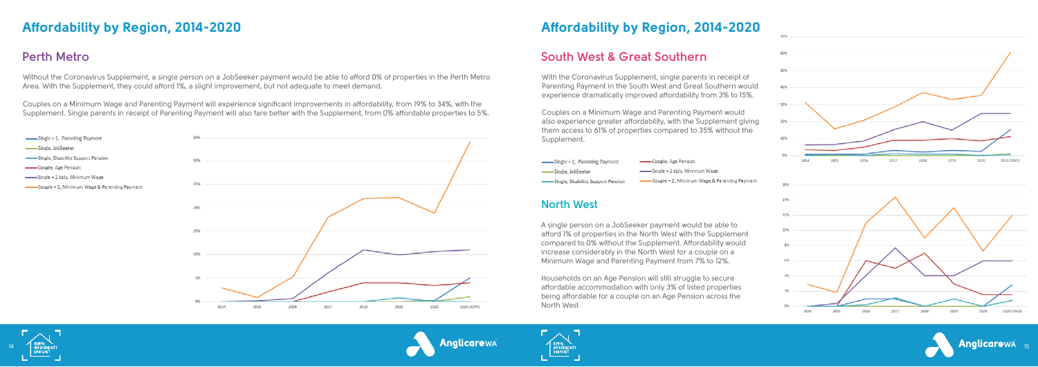# Affordability by Region, 2014-2020

## Perth Metro

Without the Coronavirus Supplement, a single person on a JobSeeker payment would be able to afford 0% of properties in the Perth Metro Area. With the Supplement, they could afford 1%, a slight improvement, but not adequate to meet demand.

Couples on a Minimum Wage and Parenting Payment will experience significant improvements in affordability, from 19% to 34%, with the Supplement. Single parents in receipt of Parenting Payment will also fare better with the Supplement, from 0% affordable properties to 5%.

- Single + 1, Parenting Payment
- Single, JobSeeker
- Single, Disability Support Pension
- Couple, Age Pension
- Single + 2 kids, Minimum Wage
- Couple + 2, Minimum Wage & Parenting Payment

# Affordability by Region, 2014-2020

## South West & Great Southern

With the Coronavirus Supplement, single parents in receipt of Parenting Payment in the South West and Great Southern would experience dramatically improved affordability from 3% to 15%.

Couples on a Minimum Wage and Parenting Payment would also experience greater affordability, with the Supplement giving them access to 61% of properties compared to 35% without the Supplement.

- Single + 1, Parenting Payment
- Single, JobSeeker
- Single, Disability Support Pension
- Couple, Age Pension
- Single + 2 kids, Minimum Wage
- Couple + 2, Minimum Wage & Parenting Payment

## North West

A single person on a JobSeeker payment would be able to afford 1% of properties in the North West with the Supplement compared to 0% without the Supplement. Affordability would increase considerably in the North West for a couple on a Minimum Wage and Parenting Payment from 7% to 12%.

Households on an Age Pension will still struggle to secure affordable accommodation with only 3% of listed properties being affordable for a couple on an Age Pension across the North West.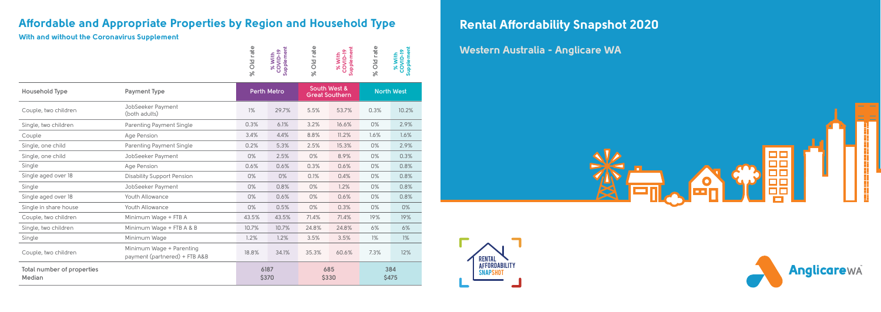## Affordable and Appropriate Properties by Region and Household Type

**With and without the Coronavirus Supplement**

| Household Type | Payment Type | Perth Metro | | South West & Great Southern | | North West | |
|---|---|---|---|---|---|---|---|
| | | % Old rate | % With COVID-19 Supplement | % Old rate | % With COVID-19 Supplement | % Old rate | % With COVID-19 Supplement |
| Couple, two children | JobSeeker Payment (both adults) | 1% | 29.7% | 5.5% | 53.7% | 0.3% | 10.2% |
| Single, two children | Parenting Payment Single | 0.3% | 6.1% | 3.2% | 16.6% | 0% | 2.9% |
| Couple | Age Pension | 3.4% | 4.4% | 8.8% | 11.2% | 1.6% | 1.6% |
| Single, one child | Parenting Payment Single | 0.2% | 5.3% | 2.5% | 15.3% | 0% | 2.9% |
| Single, one child | JobSeeker Payment | 0% | 2.5% | 0% | 8.9% | 0% | 0.3% |
| Single | Age Pension | 0.6% | 0.6% | 0.3% | 0.6% | 0% | 0.8% |
| Single aged over 18 | Disability Support Pension | 0% | 0% | 0.1% | 0.4% | 0% | 0.8% |
| Single | JobSeeker Payment | 0% | 0.8% | 0% | 1.2% | 0% | 0.8% |
| Single aged over 18 | Youth Allowance | 0% | 0.6% | 0% | 0.6% | 0% | 0.8% |
| Single in share house | Youth Allowance | 0% | 0.5% | 0% | 0.3% | 0% | 0% |
| Couple, two children | Minimum Wage + FTB A | 43.5% | 43.5% | 71.4% | 71.4% | 19% | 19% |
| Single, two children | Minimum Wage + FTB A & B | 10.7% | 10.7% | 24.8% | 24.8% | 6% | 6% |
| Single | Minimum Wage | 1.2% | 1.2% | 3.5% | 3.5% | 1% | 1% |
| Couple, two children | Minimum Wage + Parenting payment (partnered) + FTB A&B | 18.8% | 34.1% | 35.3% | 60.6% | 7.3% | 12% |
| Total number of properties | | 6187 | | 685 | | 384 | |
| Median | | $370 | | $330 | | $475 | |

# Rental Affordability Snapshot 2020

## Western Australia - Anglicare WA

RENTAL AFFORDABILITY SNAPSHOT

AnglicareWA